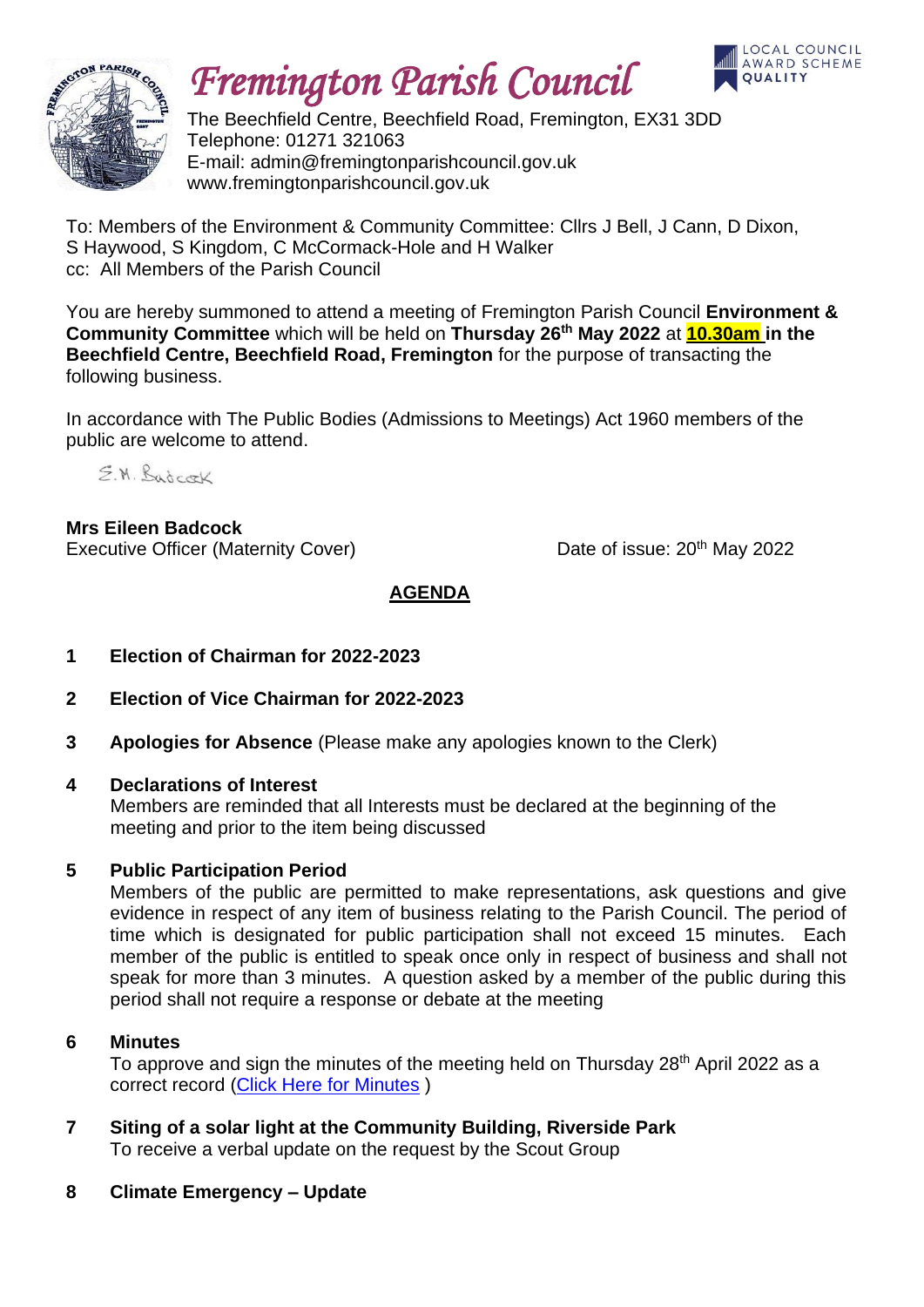# *Fremington Parish Council*

The Beechfield Centre, Beechfield Road, Fremington, EX31 3DD
Telephone: 01271 321063
E-mail: admin@fremingtonparishcouncil.gov.uk
www.fremingtonparishcouncil.gov.uk

LOCAL COUNCIL AWARD SCHEME QUALITY

To: Members of the Environment & Community Committee: Cllrs J Bell, J Cann, D Dixon, S Haywood, S Kingdom, C McCormack-Hole and H Walker
cc: All Members of the Parish Council

You are hereby summoned to attend a meeting of Fremington Parish Council **Environment & Community Committee** which will be held on **Thursday 26th May 2022** at **10.30am in the Beechfield Centre, Beechfield Road, Fremington** for the purpose of transacting the following business.

In accordance with The Public Bodies (Admissions to Meetings) Act 1960 members of the public are welcome to attend.

E.M. Badcock

**Mrs Eileen Badcock**
Executive Officer (Maternity Cover)

Date of issue: 20th May 2022

## AGENDA

**1 Election of Chairman for 2022-2023**

**2 Election of Vice Chairman for 2022-2023**

**3 Apologies for Absence** (Please make any apologies known to the Clerk)

**4 Declarations of Interest**
Members are reminded that all Interests must be declared at the beginning of the meeting and prior to the item being discussed

**5 Public Participation Period**
Members of the public are permitted to make representations, ask questions and give evidence in respect of any item of business relating to the Parish Council. The period of time which is designated for public participation shall not exceed 15 minutes. Each member of the public is entitled to speak once only in respect of business and shall not speak for more than 3 minutes. A question asked by a member of the public during this period shall not require a response or debate at the meeting

**6 Minutes**
To approve and sign the minutes of the meeting held on Thursday 28th April 2022 as a correct record (Click Here for Minutes )

**7 Siting of a solar light at the Community Building, Riverside Park**
To receive a verbal update on the request by the Scout Group

**8 Climate Emergency – Update**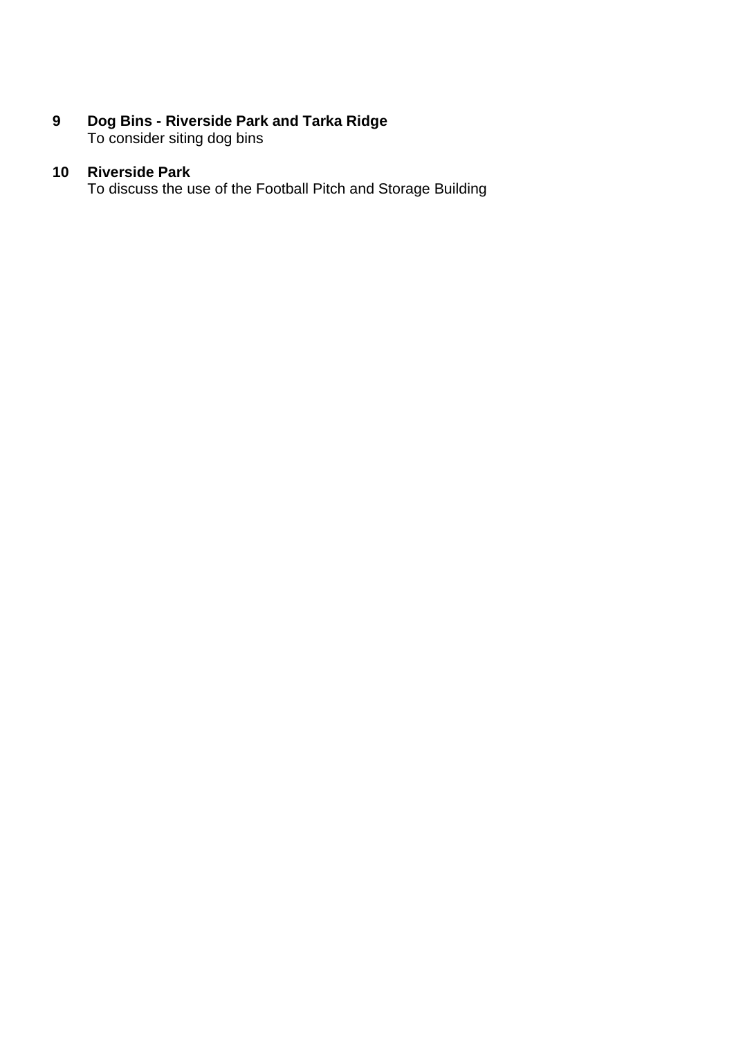**9 Dog Bins - Riverside Park and Tarka Ridge**
To consider siting dog bins

**10 Riverside Park**
To discuss the use of the Football Pitch and Storage Building